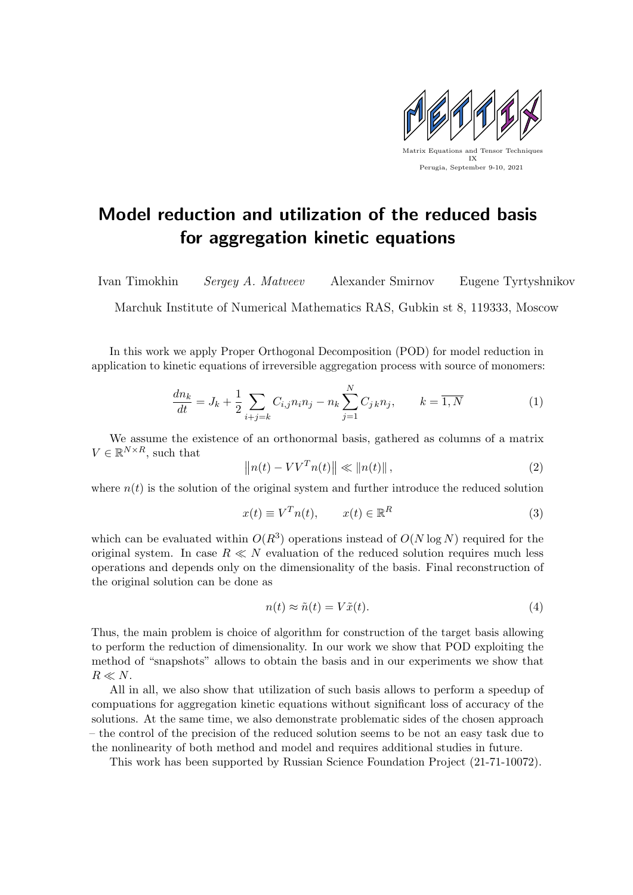# Model reduction and utilization of the reduced basis for aggregation kinetic equations

Ivan Timokhin *Sergey A. Matveev* Alexander Smirnov Eugene Tyrtyshnikov

Marchuk Institute of Numerical Mathematics RAS, Gubkin st 8, 119333, Moscow

In this work we apply Proper Orthogonal Decomposition (POD) for model reduction in application to kinetic equations of irreversible aggregation process with source of monomers:

$$\frac{dn_k}{dt} = J_k + \frac{1}{2} \sum_{i+j=k} C_{i,j} n_i n_j - n_k \sum_{j=1}^{N} C_{j\,k} n_j, \qquad k = \overline{1, N} \tag{1}$$

We assume the existence of an orthonormal basis, gathered as columns of a matrix $V \in \mathbb{R}^{N \times R}$, such that

$$\left\| n(t) - VV^T n(t) \right\| \ll \| n(t) \|, \tag{2}$$

where $n(t)$ is the solution of the original system and further introduce the reduced solution

$$x(t) \equiv V^T n(t), \qquad x(t) \in \mathbb{R}^R \tag{3}$$

which can be evaluated within $O(R^3)$ operations instead of $O(N \log N)$ required for the original system. In case $R \ll N$ evaluation of the reduced solution requires much less operations and depends only on the dimensionality of the basis. Final reconstruction of the original solution can be done as

$$n(t) \approx \tilde{n}(t) = V \tilde{x}(t). \tag{4}$$

Thus, the main problem is choice of algorithm for construction of the target basis allowing to perform the reduction of dimensionality. In our work we show that POD exploiting the method of "snapshots" allows to obtain the basis and in our experiments we show that $R \ll N$.

All in all, we also show that utilization of such basis allows to perform a speedup of compuations for aggregation kinetic equations without significant loss of accuracy of the solutions. At the same time, we also demonstrate problematic sides of the chosen approach – the control of the precision of the reduced solution seems to be not an easy task due to the nonlinearity of both method and model and requires additional studies in future.

This work has been supported by Russian Science Foundation Project (21-71-10072).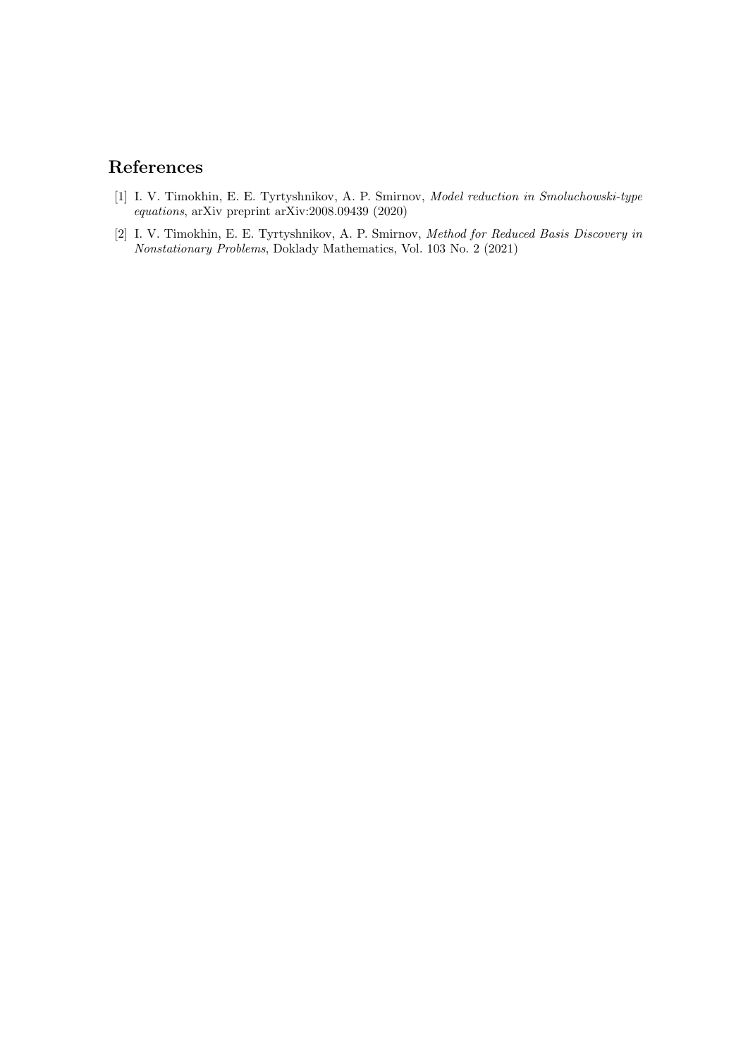## References

[1] I. V. Timokhin, E. E. Tyrtyshnikov, A. P. Smirnov, *Model reduction in Smoluchowski-type equations*, arXiv preprint arXiv:2008.09439 (2020)

[2] I. V. Timokhin, E. E. Tyrtyshnikov, A. P. Smirnov, *Method for Reduced Basis Discovery in Nonstationary Problems*, Doklady Mathematics, Vol. 103 No. 2 (2021)